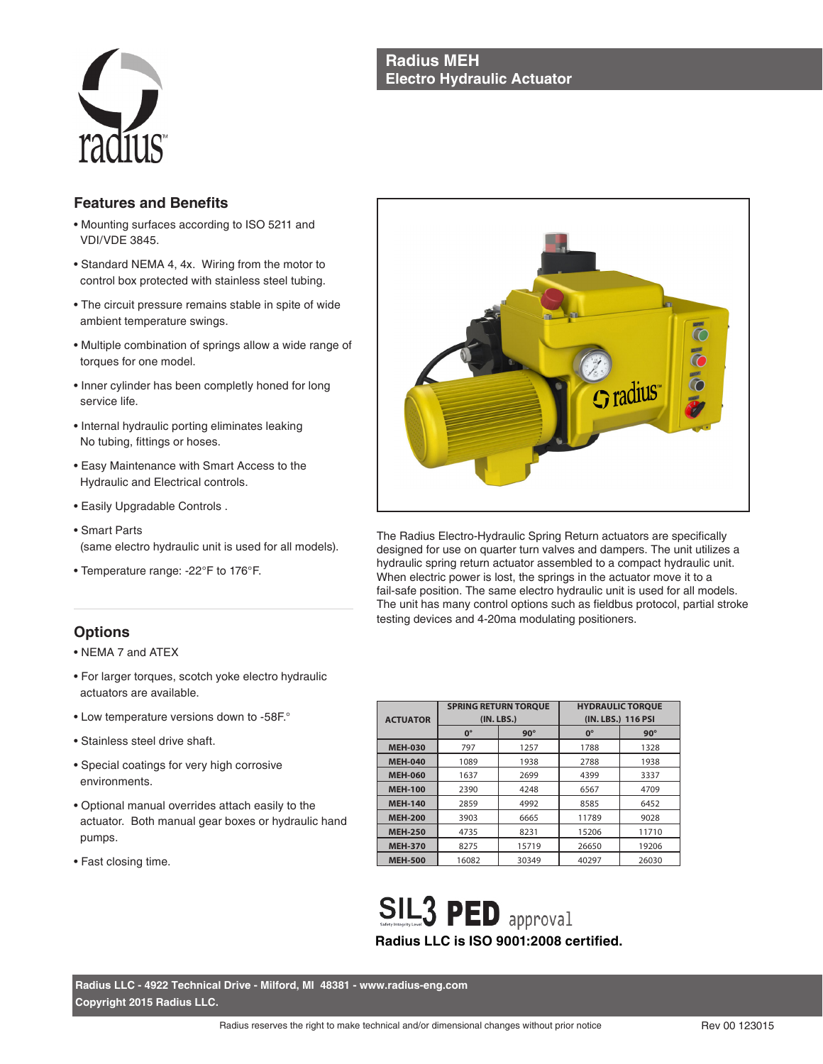# Radius MEH
## Electro Hydraulic Actuator

### Features and Benefits

- Mounting surfaces according to ISO 5211 and VDI/VDE 3845.
- Standard NEMA 4, 4x. Wiring from the motor to control box protected with stainless steel tubing.
- The circuit pressure remains stable in spite of wide ambient temperature swings.
- Multiple combination of springs allow a wide range of torques for one model.
- Inner cylinder has been completly honed for long service life.
- Internal hydraulic porting eliminates leaking No tubing, fittings or hoses.
- Easy Maintenance with Smart Access to the Hydraulic and Electrical controls.
- Easily Upgradable Controls .
- Smart Parts (same electro hydraulic unit is used for all models).
- Temperature range: -22°F to 176°F.

### Options

- NEMA 7 and ATEX
- For larger torques, scotch yoke electro hydraulic actuators are available.
- Low temperature versions down to -58F.°
- Stainless steel drive shaft.
- Special coatings for very high corrosive environments.
- Optional manual overrides attach easily to the actuator. Both manual gear boxes or hydraulic hand pumps.
- Fast closing time.

The Radius Electro-Hydraulic Spring Return actuators are specifically designed for use on quarter turn valves and dampers. The unit utilizes a hydraulic spring return actuator assembled to a compact hydraulic unit. When electric power is lost, the springs in the actuator move it to a fail-safe position. The same electro hydraulic unit is used for all models. The unit has many control options such as fieldbus protocol, partial stroke testing devices and 4-20ma modulating positioners.

| ACTUATOR | SPRING RETURN TORQUE (IN. LBS.) | | HYDRAULIC TORQUE (IN. LBS.) 116 PSI | |
|---|---|---|---|---|
| | 0° | 90° | 0° | 90° |
| MEH-030 | 797 | 1257 | 1788 | 1328 |
| MEH-040 | 1089 | 1938 | 2788 | 1938 |
| MEH-060 | 1637 | 2699 | 4399 | 3337 |
| MEH-100 | 2390 | 4248 | 6567 | 4709 |
| MEH-140 | 2859 | 4992 | 8585 | 6452 |
| MEH-200 | 3903 | 6665 | 11789 | 9028 |
| MEH-250 | 4735 | 8231 | 15206 | 11710 |
| MEH-370 | 8275 | 15719 | 26650 | 19206 |
| MEH-500 | 16082 | 30349 | 40297 | 26030 |

SIL3 (Safety Integrity Level) **PED** approval

**Radius LLC is ISO 9001:2008 certified.**

**Radius LLC - 4922 Technical Drive - Milford, MI 48381 - www.radius-eng.com**
**Copyright 2015 Radius LLC.**

Radius reserves the right to make technical and/or dimensional changes without prior notice

Rev 00 123015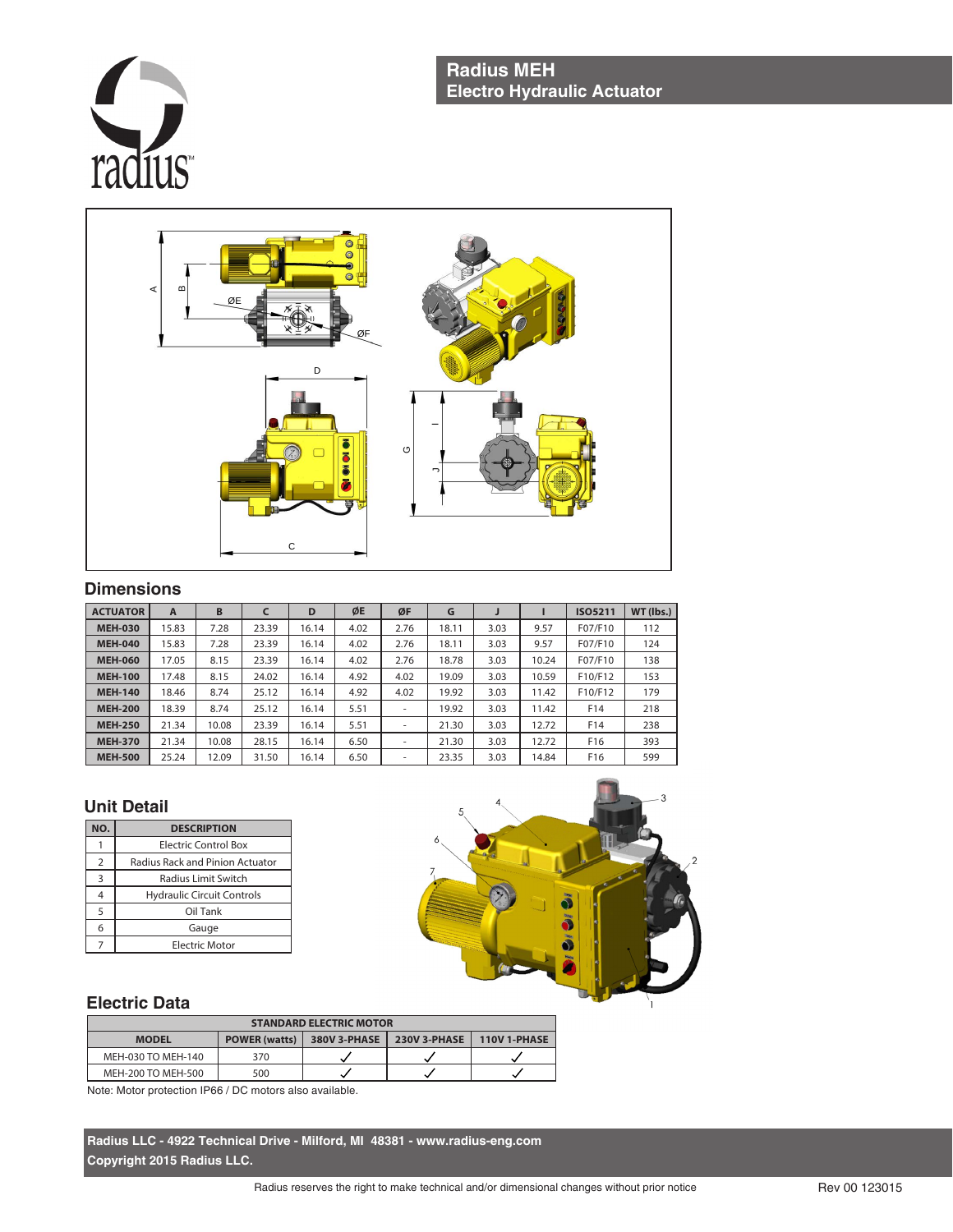# Radius MEH
## Electro Hydraulic Actuator

A
B
ØE
ØF
D
C
G
I
J

## Dimensions

| ACTUATOR | A | B | C | D | ØE | ØF | G | J | I | ISO5211 | WT (lbs.) |
|---|---|---|---|---|---|---|---|---|---|---|---|
| MEH-030 | 15.83 | 7.28 | 23.39 | 16.14 | 4.02 | 2.76 | 18.11 | 3.03 | 9.57 | F07/F10 | 112 |
| MEH-040 | 15.83 | 7.28 | 23.39 | 16.14 | 4.02 | 2.76 | 18.11 | 3.03 | 9.57 | F07/F10 | 124 |
| MEH-060 | 17.05 | 8.15 | 23.39 | 16.14 | 4.02 | 2.76 | 18.78 | 3.03 | 10.24 | F07/F10 | 138 |
| MEH-100 | 17.48 | 8.15 | 24.02 | 16.14 | 4.92 | 4.02 | 19.09 | 3.03 | 10.59 | F10/F12 | 153 |
| MEH-140 | 18.46 | 8.74 | 25.12 | 16.14 | 4.92 | 4.02 | 19.92 | 3.03 | 11.42 | F10/F12 | 179 |
| MEH-200 | 18.39 | 8.74 | 25.12 | 16.14 | 5.51 | - | 19.92 | 3.03 | 11.42 | F14 | 218 |
| MEH-250 | 21.34 | 10.08 | 23.39 | 16.14 | 5.51 | - | 21.30 | 3.03 | 12.72 | F14 | 238 |
| MEH-370 | 21.34 | 10.08 | 28.15 | 16.14 | 6.50 | - | 21.30 | 3.03 | 12.72 | F16 | 393 |
| MEH-500 | 25.24 | 12.09 | 31.50 | 16.14 | 6.50 | - | 23.35 | 3.03 | 14.84 | F16 | 599 |

## Unit Detail

| NO. | DESCRIPTION |
|---|---|
| 1 | Electric Control Box |
| 2 | Radius Rack and Pinion Actuator |
| 3 | Radius Limit Switch |
| 4 | Hydraulic Circuit Controls |
| 5 | Oil Tank |
| 6 | Gauge |
| 7 | Electric Motor |

## Electric Data

| STANDARD ELECTRIC MOTOR | | | | |
|---|---|---|---|---|
| MODEL | POWER (watts) | 380V 3-PHASE | 230V 3-PHASE | 110V 1-PHASE |
| MEH-030 TO MEH-140 | 370 | ✓ | ✓ | ✓ |
| MEH-200 TO MEH-500 | 500 | ✓ | ✓ | ✓ |

Note: Motor protection IP66 / DC motors also available.

**Radius LLC - 4922 Technical Drive - Milford, MI 48381 - www.radius-eng.com**
**Copyright 2015 Radius LLC.**

Radius reserves the right to make technical and/or dimensional changes without prior notice

Rev 00 123015